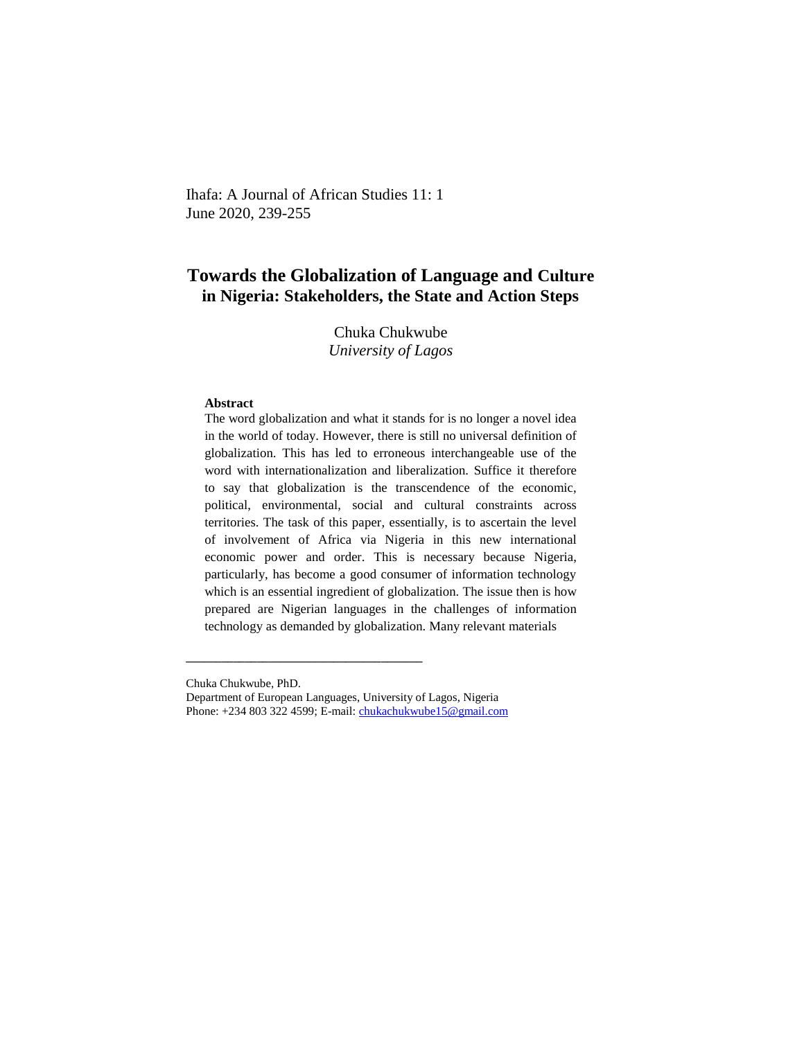# Towards the Globalization of Language and Culture in Nigeria: Stakeholders, the State and Action Steps

Chuka Chukwube
*University of Lagos*

**Abstract**

The word globalization and what it stands for is no longer a novel idea in the world of today. However, there is still no universal definition of globalization. This has led to erroneous interchangeable use of the word with internationalization and liberalization. Suffice it therefore to say that globalization is the transcendence of the economic, political, environmental, social and cultural constraints across territories. The task of this paper, essentially, is to ascertain the level of involvement of Africa via Nigeria in this new international economic power and order. This is necessary because Nigeria, particularly, has become a good consumer of information technology which is an essential ingredient of globalization. The issue then is how prepared are Nigerian languages in the challenges of information technology as demanded by globalization. Many relevant materials

---

Chuka Chukwube, PhD.
Department of European Languages, University of Lagos, Nigeria
Phone: +234 803 322 4599; E-mail: chukachukwube15@gmail.com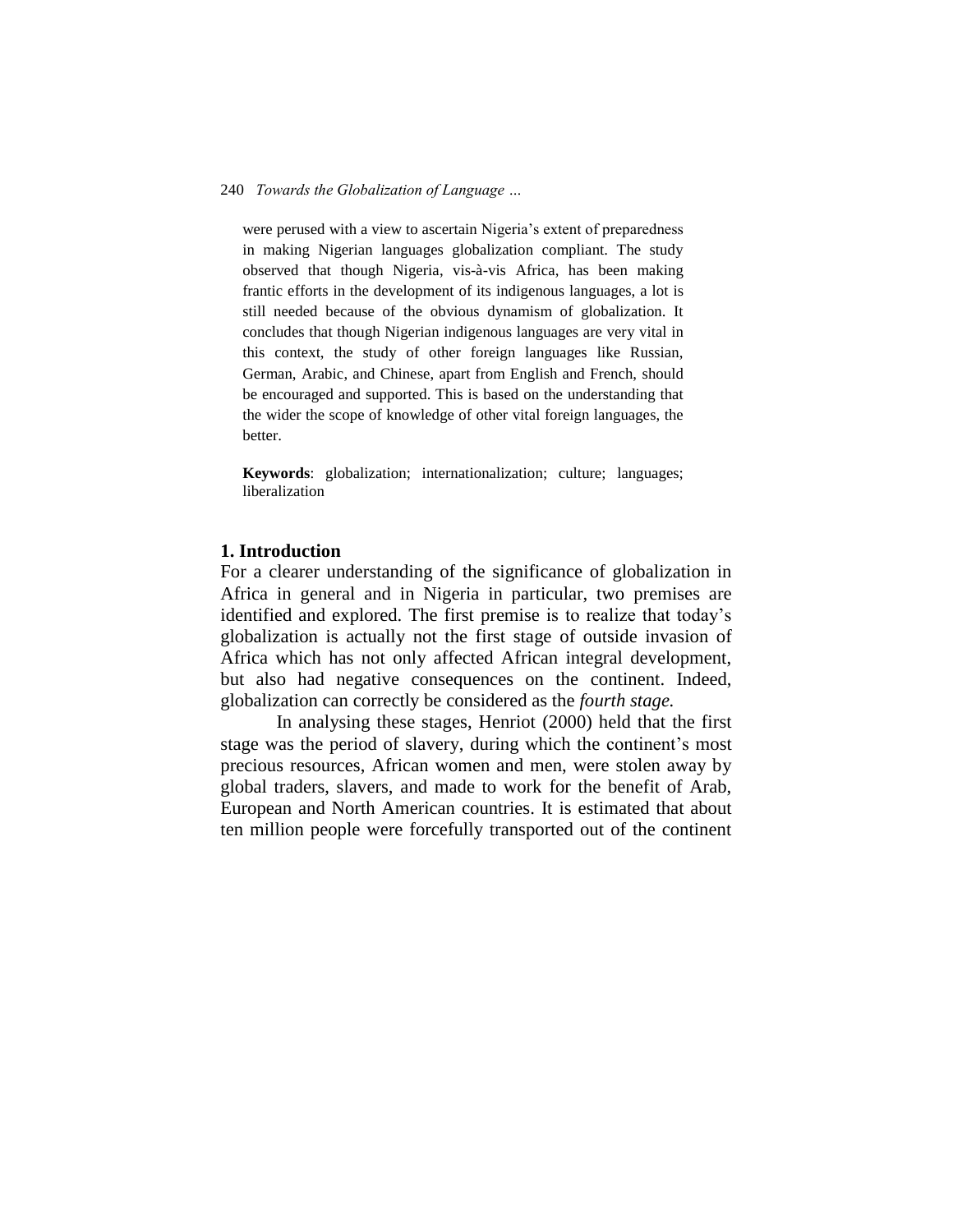were perused with a view to ascertain Nigeria's extent of preparedness in making Nigerian languages globalization compliant. The study observed that though Nigeria, vis-à-vis Africa, has been making frantic efforts in the development of its indigenous languages, a lot is still needed because of the obvious dynamism of globalization. It concludes that though Nigerian indigenous languages are very vital in this context, the study of other foreign languages like Russian, German, Arabic, and Chinese, apart from English and French, should be encouraged and supported. This is based on the understanding that the wider the scope of knowledge of other vital foreign languages, the better.

**Keywords**: globalization; internationalization; culture; languages; liberalization

## 1. Introduction

For a clearer understanding of the significance of globalization in Africa in general and in Nigeria in particular, two premises are identified and explored. The first premise is to realize that today's globalization is actually not the first stage of outside invasion of Africa which has not only affected African integral development, but also had negative consequences on the continent. Indeed, globalization can correctly be considered as the *fourth stage.*

In analysing these stages, Henriot (2000) held that the first stage was the period of slavery, during which the continent's most precious resources, African women and men, were stolen away by global traders, slavers, and made to work for the benefit of Arab, European and North American countries. It is estimated that about ten million people were forcefully transported out of the continent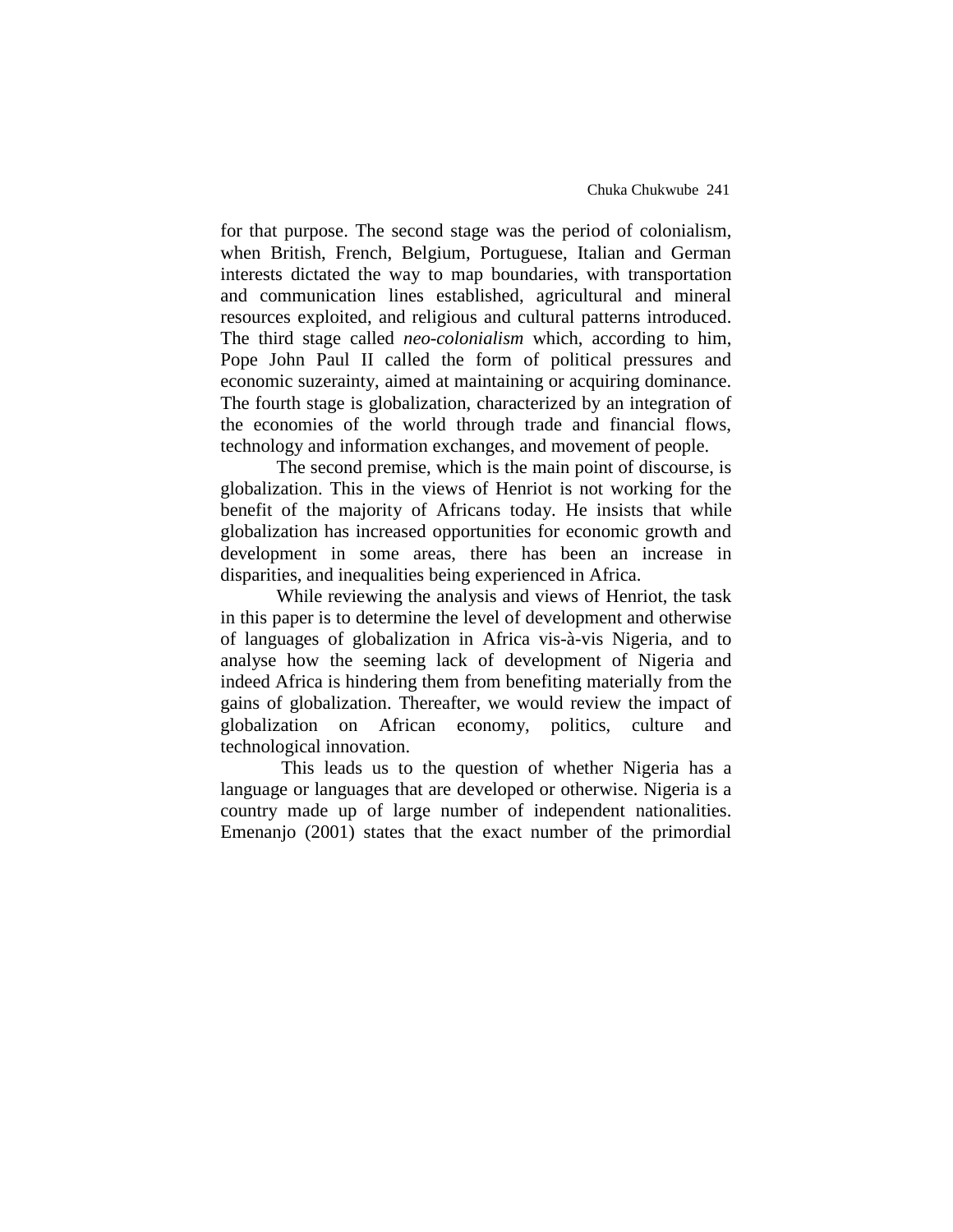for that purpose. The second stage was the period of colonialism, when British, French, Belgium, Portuguese, Italian and German interests dictated the way to map boundaries, with transportation and communication lines established, agricultural and mineral resources exploited, and religious and cultural patterns introduced. The third stage called *neo-colonialism* which, according to him, Pope John Paul II called the form of political pressures and economic suzerainty, aimed at maintaining or acquiring dominance. The fourth stage is globalization, characterized by an integration of the economies of the world through trade and financial flows, technology and information exchanges, and movement of people.

The second premise, which is the main point of discourse, is globalization. This in the views of Henriot is not working for the benefit of the majority of Africans today. He insists that while globalization has increased opportunities for economic growth and development in some areas, there has been an increase in disparities, and inequalities being experienced in Africa.

While reviewing the analysis and views of Henriot, the task in this paper is to determine the level of development and otherwise of languages of globalization in Africa vis-à-vis Nigeria, and to analyse how the seeming lack of development of Nigeria and indeed Africa is hindering them from benefiting materially from the gains of globalization. Thereafter, we would review the impact of globalization on African economy, politics, culture and technological innovation.

This leads us to the question of whether Nigeria has a language or languages that are developed or otherwise. Nigeria is a country made up of large number of independent nationalities. Emenanjo (2001) states that the exact number of the primordial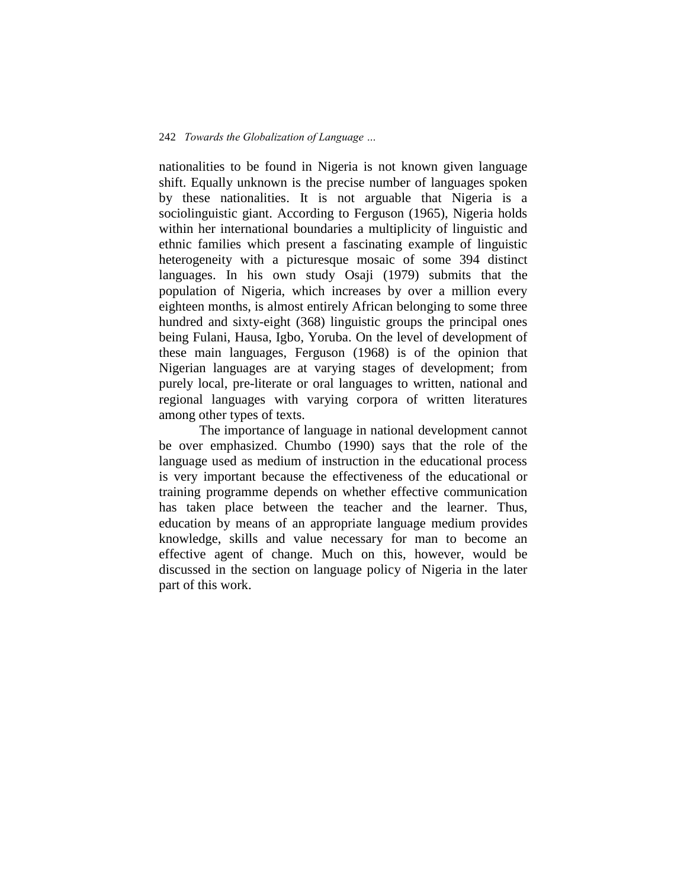nationalities to be found in Nigeria is not known given language shift. Equally unknown is the precise number of languages spoken by these nationalities. It is not arguable that Nigeria is a sociolinguistic giant. According to Ferguson (1965), Nigeria holds within her international boundaries a multiplicity of linguistic and ethnic families which present a fascinating example of linguistic heterogeneity with a picturesque mosaic of some 394 distinct languages. In his own study Osaji (1979) submits that the population of Nigeria, which increases by over a million every eighteen months, is almost entirely African belonging to some three hundred and sixty-eight (368) linguistic groups the principal ones being Fulani, Hausa, Igbo, Yoruba. On the level of development of these main languages, Ferguson (1968) is of the opinion that Nigerian languages are at varying stages of development; from purely local, pre-literate or oral languages to written, national and regional languages with varying corpora of written literatures among other types of texts.

The importance of language in national development cannot be over emphasized. Chumbo (1990) says that the role of the language used as medium of instruction in the educational process is very important because the effectiveness of the educational or training programme depends on whether effective communication has taken place between the teacher and the learner. Thus, education by means of an appropriate language medium provides knowledge, skills and value necessary for man to become an effective agent of change. Much on this, however, would be discussed in the section on language policy of Nigeria in the later part of this work.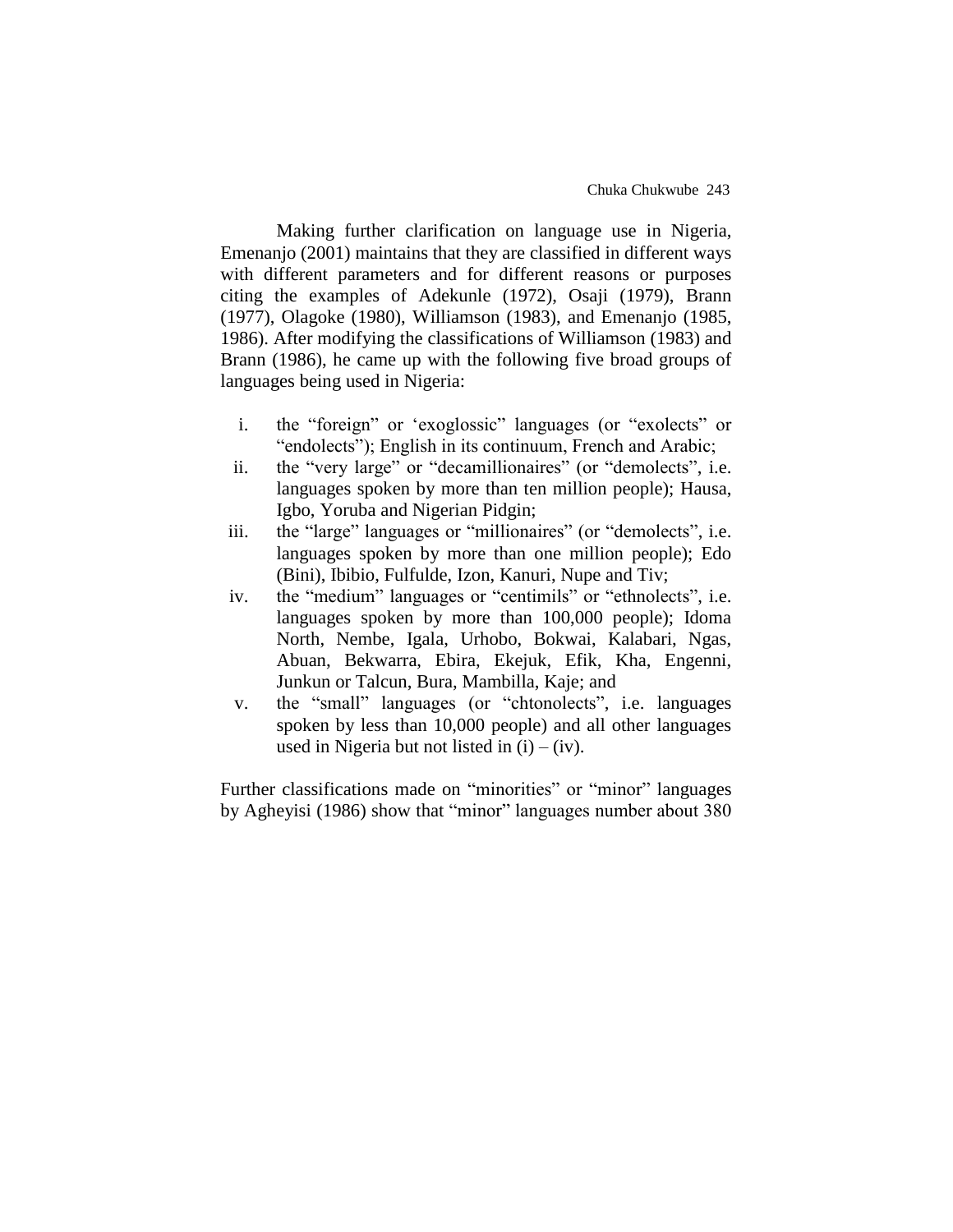Making further clarification on language use in Nigeria, Emenanjo (2001) maintains that they are classified in different ways with different parameters and for different reasons or purposes citing the examples of Adekunle (1972), Osaji (1979), Brann (1977), Olagoke (1980), Williamson (1983), and Emenanjo (1985, 1986). After modifying the classifications of Williamson (1983) and Brann (1986), he came up with the following five broad groups of languages being used in Nigeria:

i. the "foreign" or 'exoglossic" languages (or "exolects" or "endolects"); English in its continuum, French and Arabic;
ii. the "very large" or "decamillionaires" (or "demolects", i.e. languages spoken by more than ten million people); Hausa, Igbo, Yoruba and Nigerian Pidgin;
iii. the "large" languages or "millionaires" (or "demolects", i.e. languages spoken by more than one million people); Edo (Bini), Ibibio, Fulfulde, Izon, Kanuri, Nupe and Tiv;
iv. the "medium" languages or "centimils" or "ethnolects", i.e. languages spoken by more than 100,000 people); Idoma North, Nembe, Igala, Urhobo, Bokwai, Kalabari, Ngas, Abuan, Bekwarra, Ebira, Ekejuk, Efik, Kha, Engenni, Junkun or Talcun, Bura, Mambilla, Kaje; and
v. the "small" languages (or "chtonolects", i.e. languages spoken by less than 10,000 people) and all other languages used in Nigeria but not listed in (i) – (iv).

Further classifications made on "minorities" or "minor" languages by Agheyisi (1986) show that "minor" languages number about 380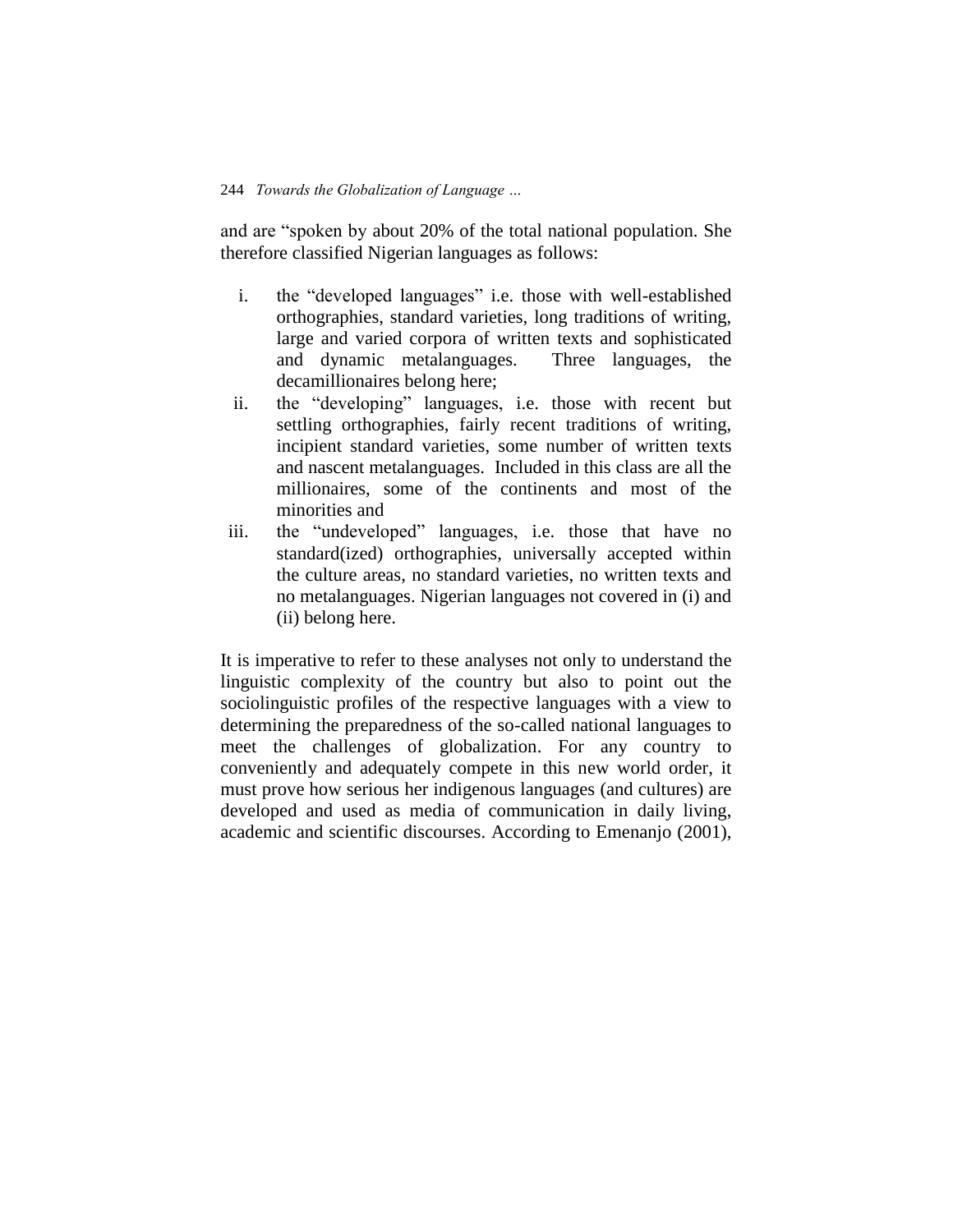and are "spoken by about 20% of the total national population. She therefore classified Nigerian languages as follows:

i. the "developed languages" i.e. those with well-established orthographies, standard varieties, long traditions of writing, large and varied corpora of written texts and sophisticated and dynamic metalanguages. Three languages, the decamillionaires belong here;
ii. the "developing" languages, i.e. those with recent but settling orthographies, fairly recent traditions of writing, incipient standard varieties, some number of written texts and nascent metalanguages. Included in this class are all the millionaires, some of the continents and most of the minorities and
iii. the "undeveloped" languages, i.e. those that have no standard(ized) orthographies, universally accepted within the culture areas, no standard varieties, no written texts and no metalanguages. Nigerian languages not covered in (i) and (ii) belong here.

It is imperative to refer to these analyses not only to understand the linguistic complexity of the country but also to point out the sociolinguistic profiles of the respective languages with a view to determining the preparedness of the so-called national languages to meet the challenges of globalization. For any country to conveniently and adequately compete in this new world order, it must prove how serious her indigenous languages (and cultures) are developed and used as media of communication in daily living, academic and scientific discourses. According to Emenanjo (2001),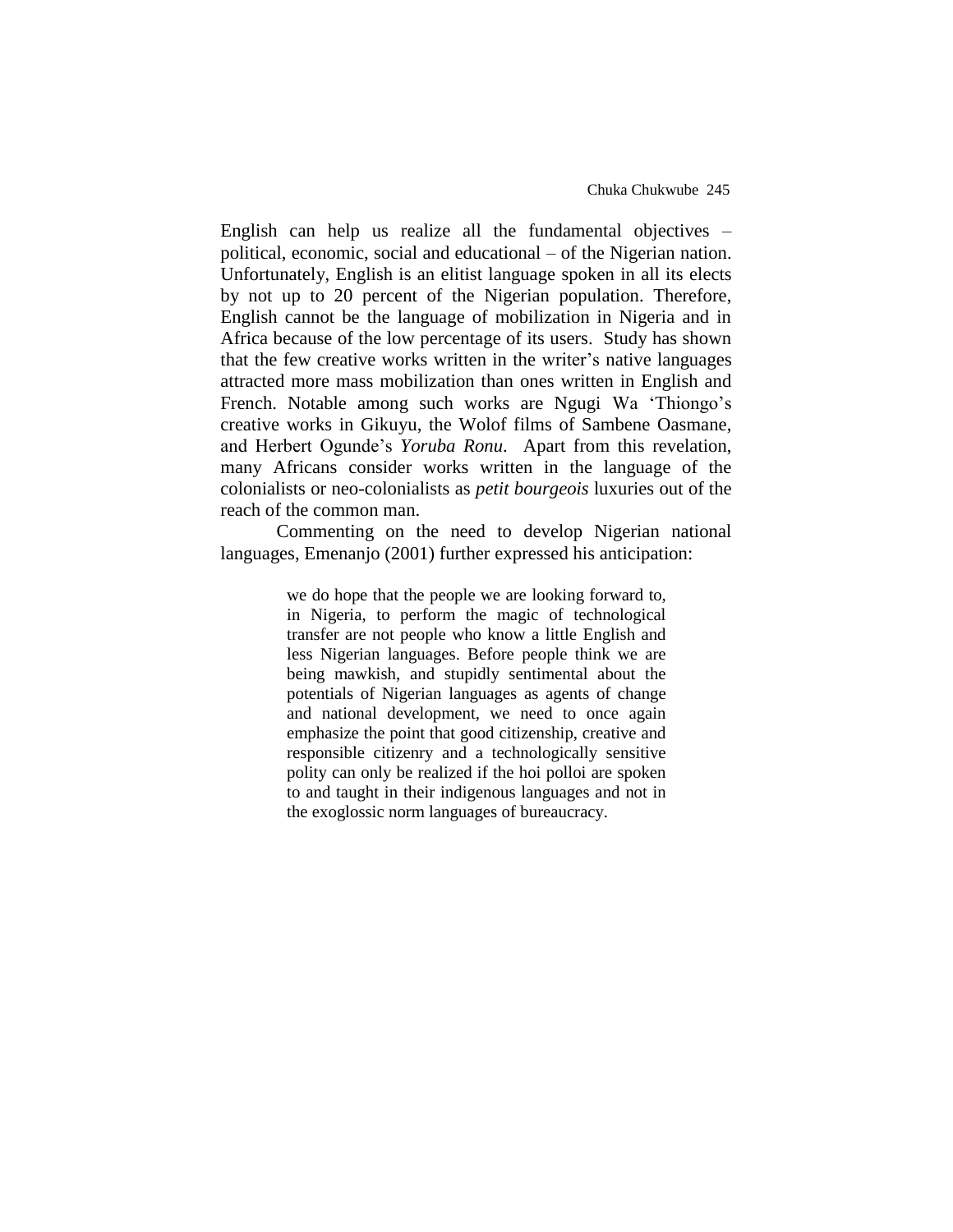English can help us realize all the fundamental objectives – political, economic, social and educational – of the Nigerian nation. Unfortunately, English is an elitist language spoken in all its elects by not up to 20 percent of the Nigerian population. Therefore, English cannot be the language of mobilization in Nigeria and in Africa because of the low percentage of its users. Study has shown that the few creative works written in the writer's native languages attracted more mass mobilization than ones written in English and French. Notable among such works are Ngugi Wa 'Thiongo's creative works in Gikuyu, the Wolof films of Sambene Oasmane, and Herbert Ogunde's *Yoruba Ronu*. Apart from this revelation, many Africans consider works written in the language of the colonialists or neo-colonialists as *petit bourgeois* luxuries out of the reach of the common man.

Commenting on the need to develop Nigerian national languages, Emenanjo (2001) further expressed his anticipation:

> we do hope that the people we are looking forward to, in Nigeria, to perform the magic of technological transfer are not people who know a little English and less Nigerian languages. Before people think we are being mawkish, and stupidly sentimental about the potentials of Nigerian languages as agents of change and national development, we need to once again emphasize the point that good citizenship, creative and responsible citizenry and a technologically sensitive polity can only be realized if the hoi polloi are spoken to and taught in their indigenous languages and not in the exoglossic norm languages of bureaucracy.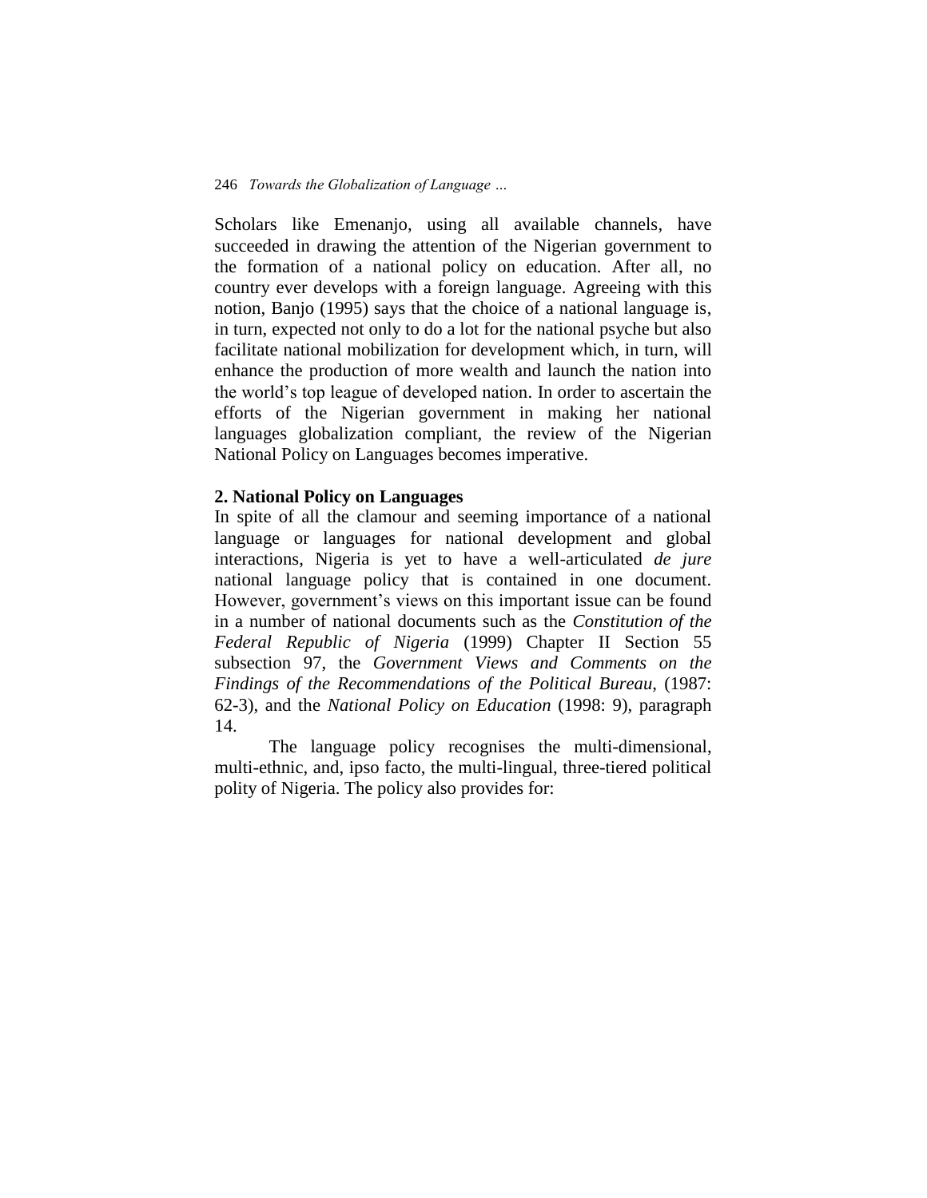Scholars like Emenanjo, using all available channels, have succeeded in drawing the attention of the Nigerian government to the formation of a national policy on education. After all, no country ever develops with a foreign language. Agreeing with this notion, Banjo (1995) says that the choice of a national language is, in turn, expected not only to do a lot for the national psyche but also facilitate national mobilization for development which, in turn, will enhance the production of more wealth and launch the nation into the world's top league of developed nation. In order to ascertain the efforts of the Nigerian government in making her national languages globalization compliant, the review of the Nigerian National Policy on Languages becomes imperative.

## 2. National Policy on Languages

In spite of all the clamour and seeming importance of a national language or languages for national development and global interactions, Nigeria is yet to have a well-articulated *de jure* national language policy that is contained in one document. However, government's views on this important issue can be found in a number of national documents such as the *Constitution of the Federal Republic of Nigeria* (1999) Chapter II Section 55 subsection 97, the *Government Views and Comments on the Findings of the Recommendations of the Political Bureau,* (1987: 62-3), and the *National Policy on Education* (1998: 9), paragraph 14.

The language policy recognises the multi-dimensional, multi-ethnic, and, ipso facto, the multi-lingual, three-tiered political polity of Nigeria. The policy also provides for: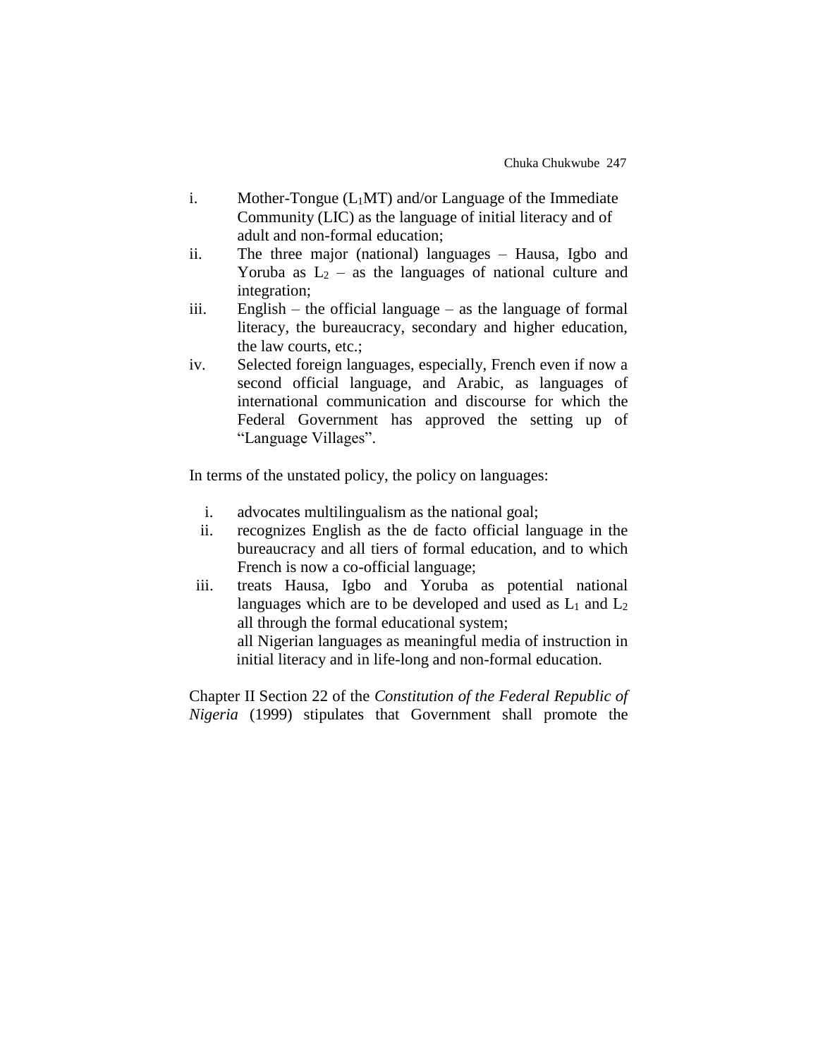i. Mother-Tongue ($L_1$MT) and/or Language of the Immediate Community (LIC) as the language of initial literacy and of adult and non-formal education;

ii. The three major (national) languages – Hausa, Igbo and Yoruba as $L_2$ – as the languages of national culture and integration;

iii. English – the official language – as the language of formal literacy, the bureaucracy, secondary and higher education, the law courts, etc.;

iv. Selected foreign languages, especially, French even if now a second official language, and Arabic, as languages of international communication and discourse for which the Federal Government has approved the setting up of "Language Villages".

In terms of the unstated policy, the policy on languages:

i. advocates multilingualism as the national goal;

ii. recognizes English as the de facto official language in the bureaucracy and all tiers of formal education, and to which French is now a co-official language;

iii. treats Hausa, Igbo and Yoruba as potential national languages which are to be developed and used as $L_1$ and $L_2$ all through the formal educational system;
all Nigerian languages as meaningful media of instruction in initial literacy and in life-long and non-formal education.

Chapter II Section 22 of the *Constitution of the Federal Republic of Nigeria* (1999) stipulates that Government shall promote the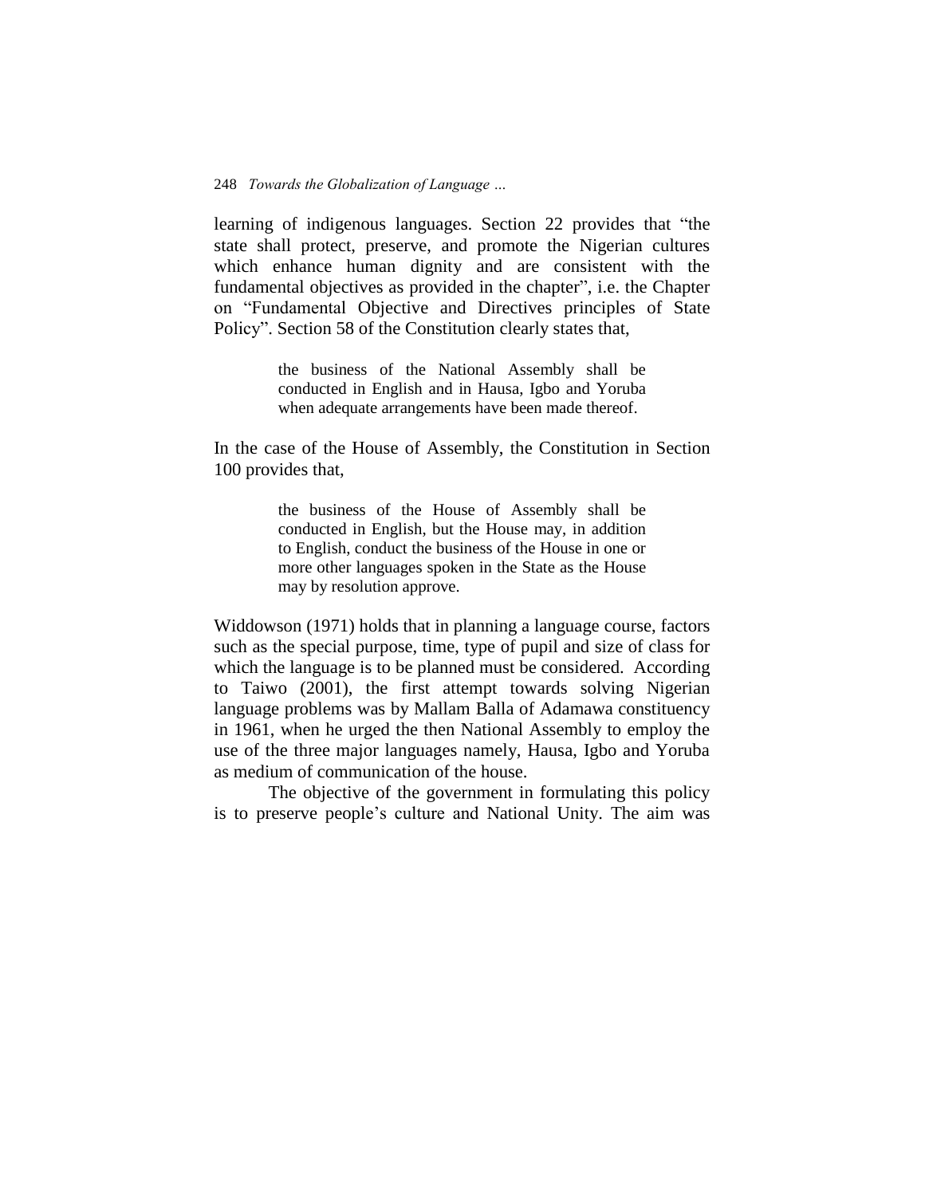learning of indigenous languages. Section 22 provides that "the state shall protect, preserve, and promote the Nigerian cultures which enhance human dignity and are consistent with the fundamental objectives as provided in the chapter", i.e. the Chapter on "Fundamental Objective and Directives principles of State Policy". Section 58 of the Constitution clearly states that,

> the business of the National Assembly shall be conducted in English and in Hausa, Igbo and Yoruba when adequate arrangements have been made thereof.

In the case of the House of Assembly, the Constitution in Section 100 provides that,

> the business of the House of Assembly shall be conducted in English, but the House may, in addition to English, conduct the business of the House in one or more other languages spoken in the State as the House may by resolution approve.

Widdowson (1971) holds that in planning a language course, factors such as the special purpose, time, type of pupil and size of class for which the language is to be planned must be considered. According to Taiwo (2001), the first attempt towards solving Nigerian language problems was by Mallam Balla of Adamawa constituency in 1961, when he urged the then National Assembly to employ the use of the three major languages namely, Hausa, Igbo and Yoruba as medium of communication of the house.

The objective of the government in formulating this policy is to preserve people's culture and National Unity. The aim was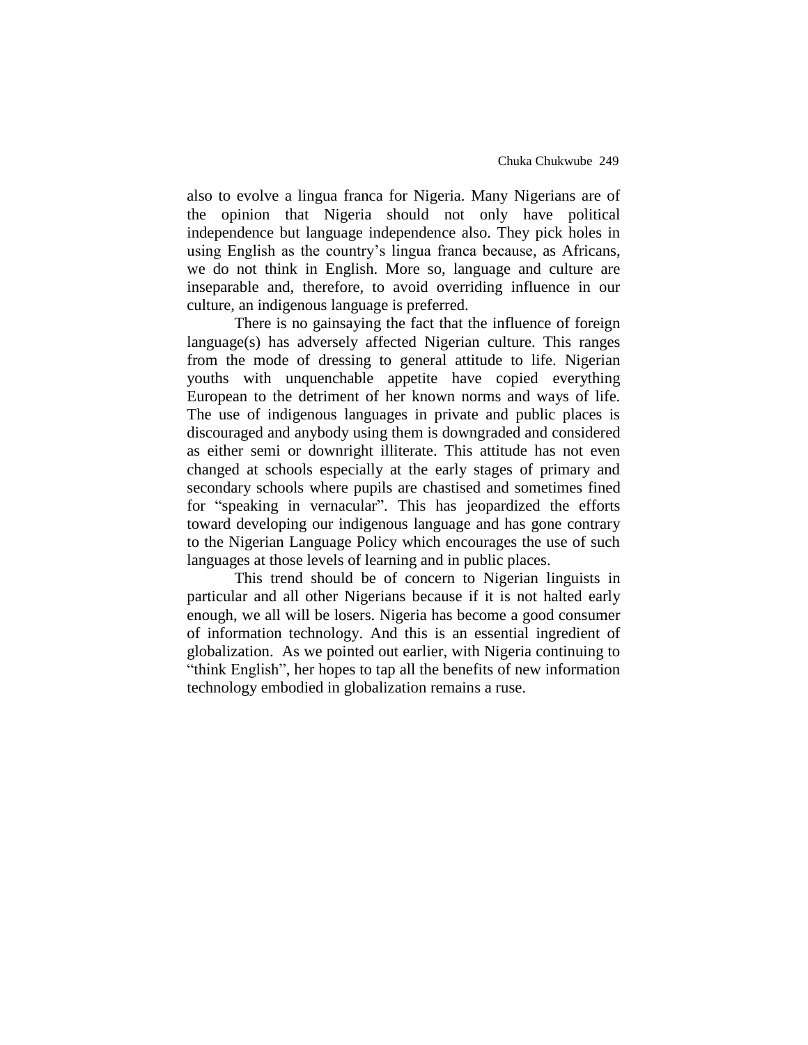also to evolve a lingua franca for Nigeria. Many Nigerians are of the opinion that Nigeria should not only have political independence but language independence also. They pick holes in using English as the country's lingua franca because, as Africans, we do not think in English. More so, language and culture are inseparable and, therefore, to avoid overriding influence in our culture, an indigenous language is preferred.

There is no gainsaying the fact that the influence of foreign language(s) has adversely affected Nigerian culture. This ranges from the mode of dressing to general attitude to life. Nigerian youths with unquenchable appetite have copied everything European to the detriment of her known norms and ways of life. The use of indigenous languages in private and public places is discouraged and anybody using them is downgraded and considered as either semi or downright illiterate. This attitude has not even changed at schools especially at the early stages of primary and secondary schools where pupils are chastised and sometimes fined for "speaking in vernacular". This has jeopardized the efforts toward developing our indigenous language and has gone contrary to the Nigerian Language Policy which encourages the use of such languages at those levels of learning and in public places.

This trend should be of concern to Nigerian linguists in particular and all other Nigerians because if it is not halted early enough, we all will be losers. Nigeria has become a good consumer of information technology. And this is an essential ingredient of globalization. As we pointed out earlier, with Nigeria continuing to "think English", her hopes to tap all the benefits of new information technology embodied in globalization remains a ruse.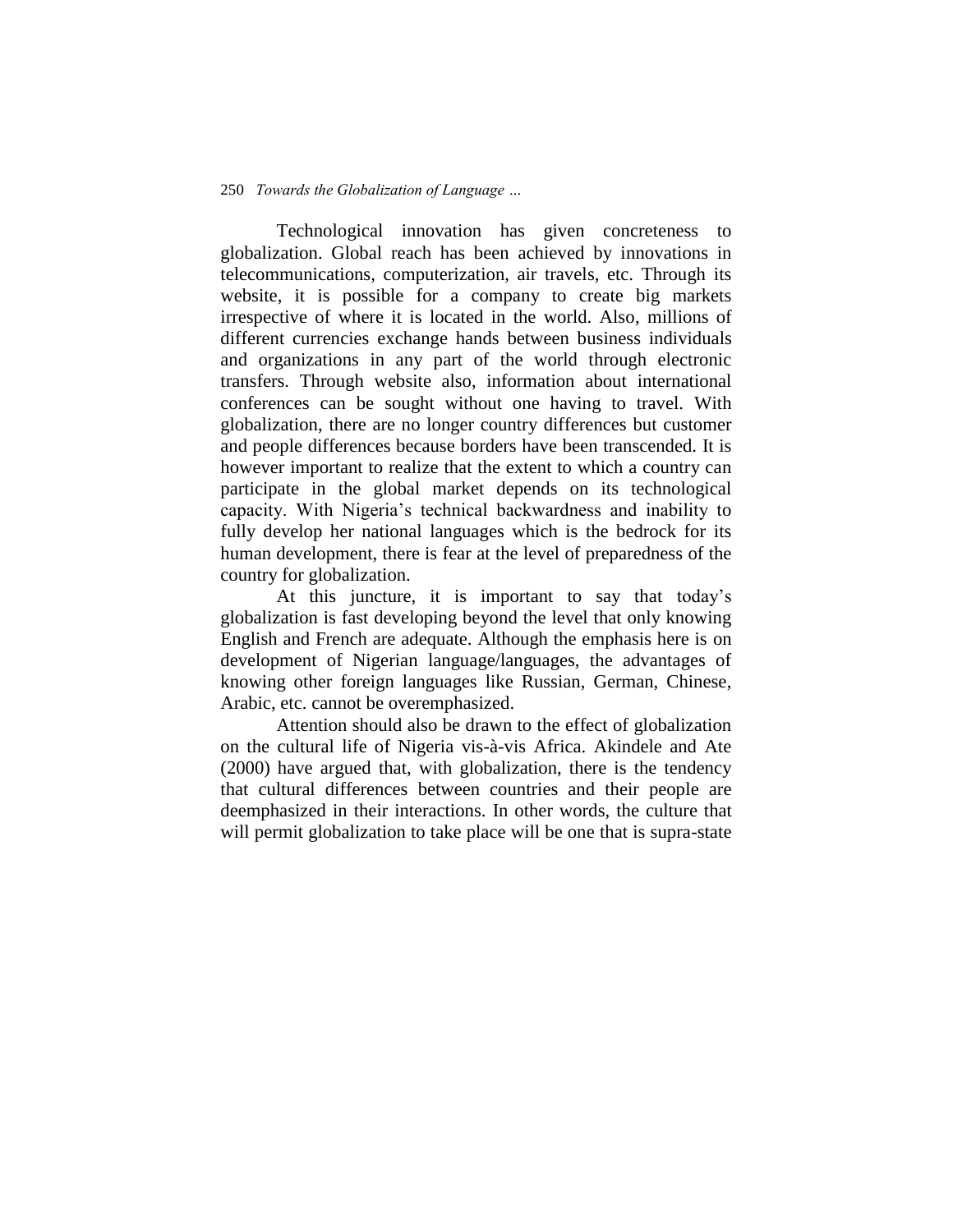Technological innovation has given concreteness to globalization. Global reach has been achieved by innovations in telecommunications, computerization, air travels, etc. Through its website, it is possible for a company to create big markets irrespective of where it is located in the world. Also, millions of different currencies exchange hands between business individuals and organizations in any part of the world through electronic transfers. Through website also, information about international conferences can be sought without one having to travel. With globalization, there are no longer country differences but customer and people differences because borders have been transcended. It is however important to realize that the extent to which a country can participate in the global market depends on its technological capacity. With Nigeria's technical backwardness and inability to fully develop her national languages which is the bedrock for its human development, there is fear at the level of preparedness of the country for globalization.

At this juncture, it is important to say that today's globalization is fast developing beyond the level that only knowing English and French are adequate. Although the emphasis here is on development of Nigerian language/languages, the advantages of knowing other foreign languages like Russian, German, Chinese, Arabic, etc. cannot be overemphasized.

Attention should also be drawn to the effect of globalization on the cultural life of Nigeria vis-à-vis Africa. Akindele and Ate (2000) have argued that, with globalization, there is the tendency that cultural differences between countries and their people are deemphasized in their interactions. In other words, the culture that will permit globalization to take place will be one that is supra-state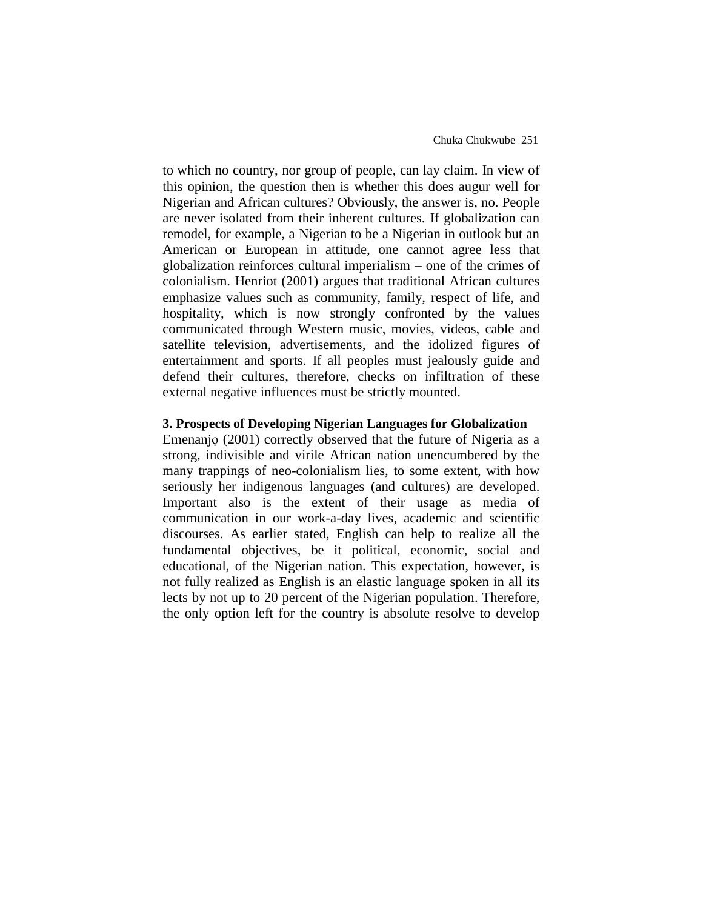to which no country, nor group of people, can lay claim. In view of this opinion, the question then is whether this does augur well for Nigerian and African cultures? Obviously, the answer is, no. People are never isolated from their inherent cultures. If globalization can remodel, for example, a Nigerian to be a Nigerian in outlook but an American or European in attitude, one cannot agree less that globalization reinforces cultural imperialism – one of the crimes of colonialism. Henriot (2001) argues that traditional African cultures emphasize values such as community, family, respect of life, and hospitality, which is now strongly confronted by the values communicated through Western music, movies, videos, cable and satellite television, advertisements, and the idolized figures of entertainment and sports. If all peoples must jealously guide and defend their cultures, therefore, checks on infiltration of these external negative influences must be strictly mounted.

### 3. Prospects of Developing Nigerian Languages for Globalization

Emenanjọ (2001) correctly observed that the future of Nigeria as a strong, indivisible and virile African nation unencumbered by the many trappings of neo-colonialism lies, to some extent, with how seriously her indigenous languages (and cultures) are developed. Important also is the extent of their usage as media of communication in our work-a-day lives, academic and scientific discourses. As earlier stated, English can help to realize all the fundamental objectives, be it political, economic, social and educational, of the Nigerian nation. This expectation, however, is not fully realized as English is an elastic language spoken in all its lects by not up to 20 percent of the Nigerian population. Therefore, the only option left for the country is absolute resolve to develop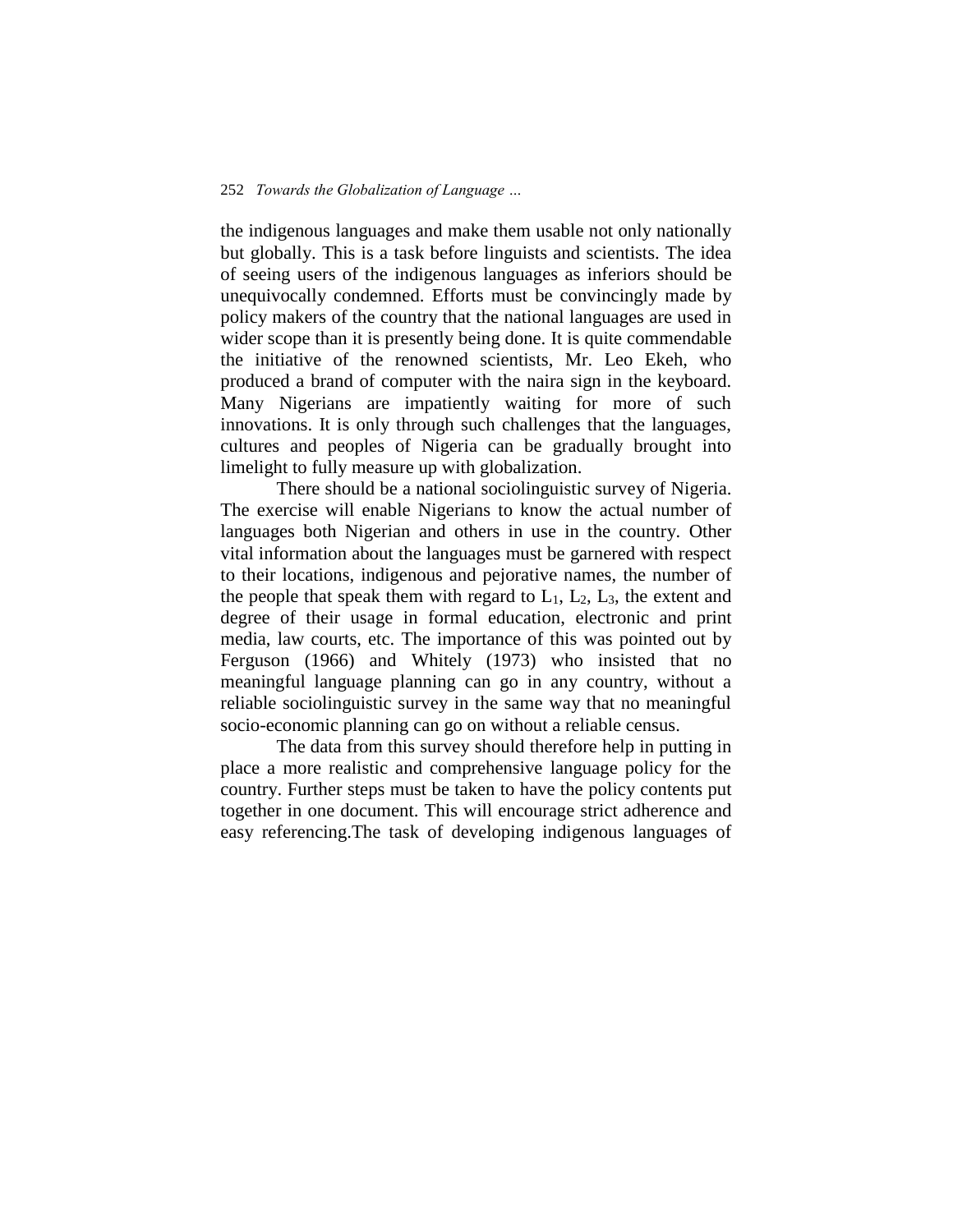the indigenous languages and make them usable not only nationally but globally. This is a task before linguists and scientists. The idea of seeing users of the indigenous languages as inferiors should be unequivocally condemned. Efforts must be convincingly made by policy makers of the country that the national languages are used in wider scope than it is presently being done. It is quite commendable the initiative of the renowned scientists, Mr. Leo Ekeh, who produced a brand of computer with the naira sign in the keyboard. Many Nigerians are impatiently waiting for more of such innovations. It is only through such challenges that the languages, cultures and peoples of Nigeria can be gradually brought into limelight to fully measure up with globalization.

There should be a national sociolinguistic survey of Nigeria. The exercise will enable Nigerians to know the actual number of languages both Nigerian and others in use in the country. Other vital information about the languages must be garnered with respect to their locations, indigenous and pejorative names, the number of the people that speak them with regard to $L_1$, $L_2$, $L_3$, the extent and degree of their usage in formal education, electronic and print media, law courts, etc. The importance of this was pointed out by Ferguson (1966) and Whitely (1973) who insisted that no meaningful language planning can go in any country, without a reliable sociolinguistic survey in the same way that no meaningful socio-economic planning can go on without a reliable census.

The data from this survey should therefore help in putting in place a more realistic and comprehensive language policy for the country. Further steps must be taken to have the policy contents put together in one document. This will encourage strict adherence and easy referencing.The task of developing indigenous languages of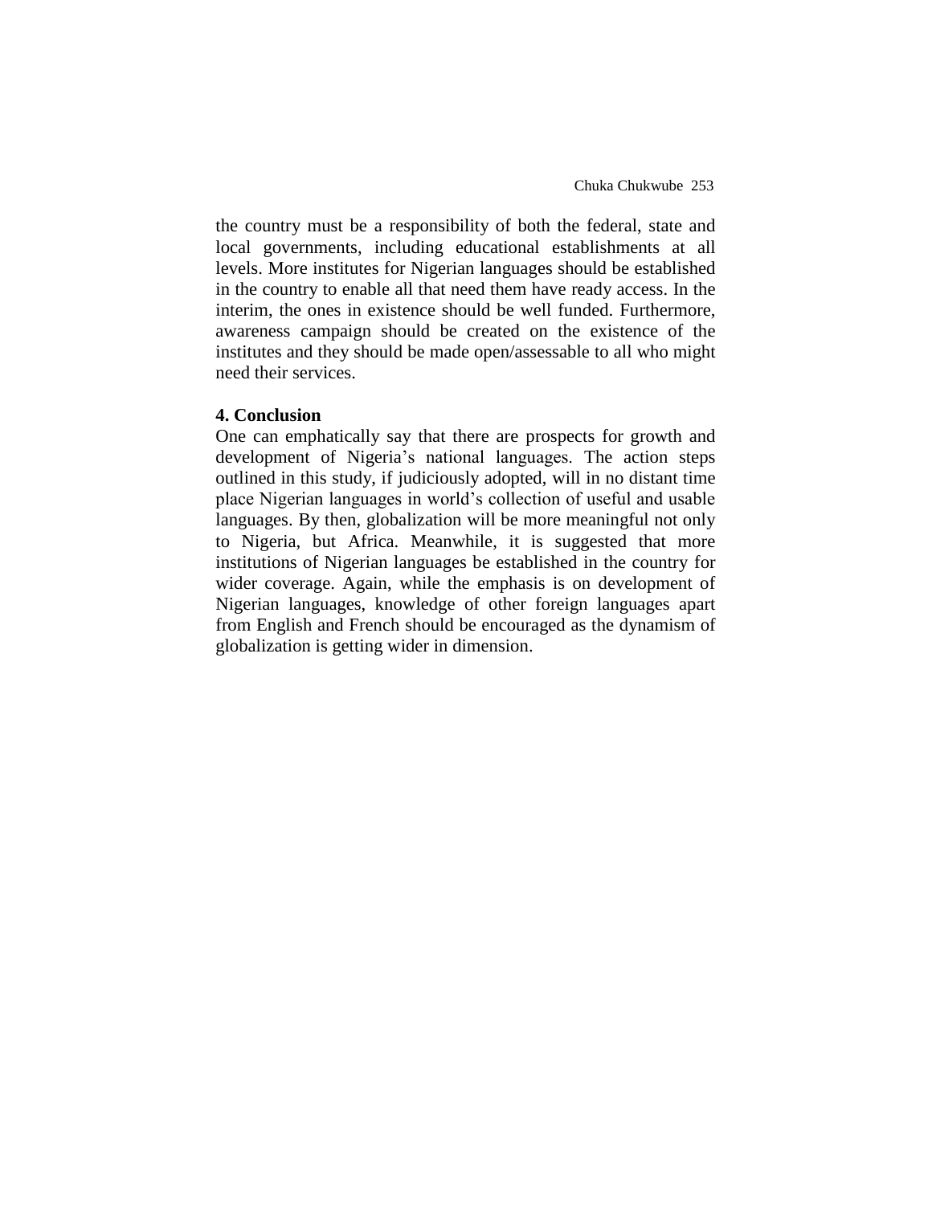the country must be a responsibility of both the federal, state and local governments, including educational establishments at all levels. More institutes for Nigerian languages should be established in the country to enable all that need them have ready access. In the interim, the ones in existence should be well funded. Furthermore, awareness campaign should be created on the existence of the institutes and they should be made open/assessable to all who might need their services.

## 4. Conclusion

One can emphatically say that there are prospects for growth and development of Nigeria's national languages. The action steps outlined in this study, if judiciously adopted, will in no distant time place Nigerian languages in world's collection of useful and usable languages. By then, globalization will be more meaningful not only to Nigeria, but Africa. Meanwhile, it is suggested that more institutions of Nigerian languages be established in the country for wider coverage. Again, while the emphasis is on development of Nigerian languages, knowledge of other foreign languages apart from English and French should be encouraged as the dynamism of globalization is getting wider in dimension.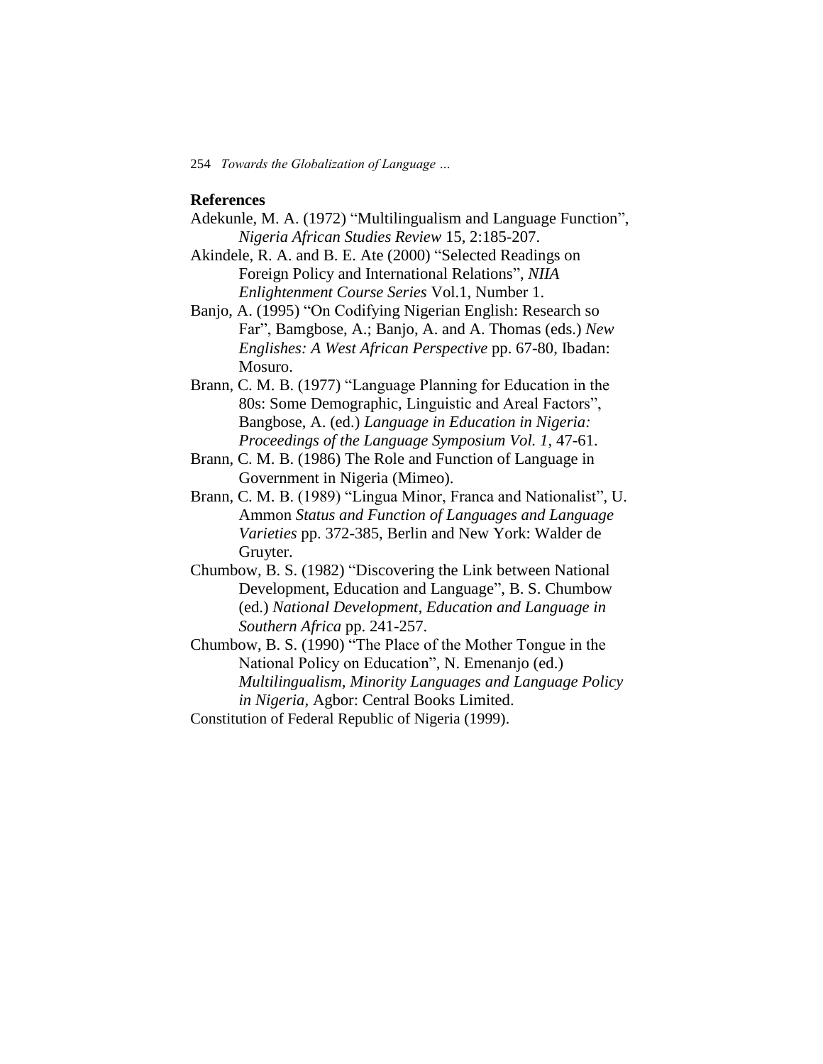## References

Adekunle, M. A. (1972) "Multilingualism and Language Function", *Nigeria African Studies Review* 15, 2:185-207.

Akindele, R. A. and B. E. Ate (2000) "Selected Readings on Foreign Policy and International Relations", *NIIA Enlightenment Course Series* Vol.1, Number 1.

Banjo, A. (1995) "On Codifying Nigerian English: Research so Far", Bamgbose, A.; Banjo, A. and A. Thomas (eds.) *New Englishes: A West African Perspective* pp. 67-80, Ibadan: Mosuro.

Brann, C. M. B. (1977) "Language Planning for Education in the 80s: Some Demographic, Linguistic and Areal Factors", Bangbose, A. (ed.) *Language in Education in Nigeria: Proceedings of the Language Symposium Vol. 1*, 47-61.

Brann, C. M. B. (1986) The Role and Function of Language in Government in Nigeria (Mimeo).

Brann, C. M. B. (1989) "Lingua Minor, Franca and Nationalist", U. Ammon *Status and Function of Languages and Language Varieties* pp. 372-385, Berlin and New York: Walder de Gruyter.

Chumbow, B. S. (1982) "Discovering the Link between National Development, Education and Language", B. S. Chumbow (ed.) *National Development, Education and Language in Southern Africa* pp. 241-257.

Chumbow, B. S. (1990) "The Place of the Mother Tongue in the National Policy on Education", N. Emenanjo (ed.) *Multilingualism, Minority Languages and Language Policy in Nigeria*, Agbor: Central Books Limited.

Constitution of Federal Republic of Nigeria (1999).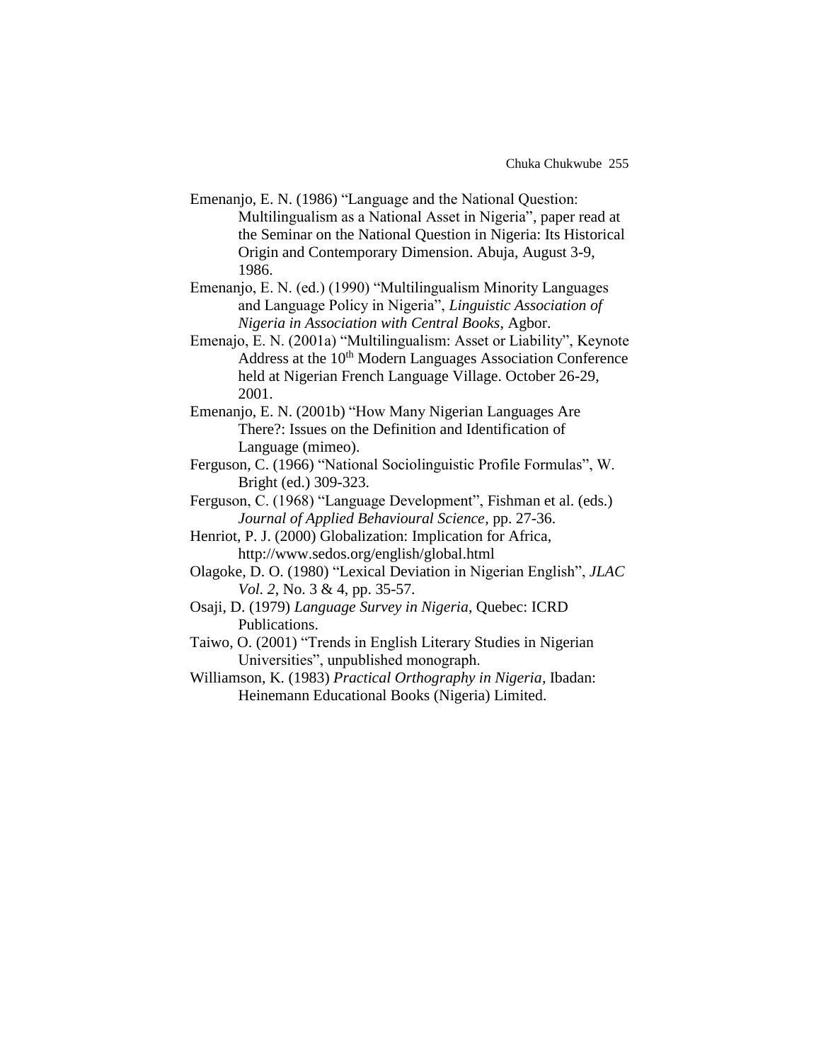Emenanjo, E. N. (1986) "Language and the National Question: Multilingualism as a National Asset in Nigeria", paper read at the Seminar on the National Question in Nigeria: Its Historical Origin and Contemporary Dimension. Abuja, August 3-9, 1986.

Emenanjo, E. N. (ed.) (1990) "Multilingualism Minority Languages and Language Policy in Nigeria", *Linguistic Association of Nigeria in Association with Central Books*, Agbor.

Emenajo, E. N. (2001a) "Multilingualism: Asset or Liability", Keynote Address at the 10th Modern Languages Association Conference held at Nigerian French Language Village. October 26-29, 2001.

Emenanjo, E. N. (2001b) "How Many Nigerian Languages Are There?: Issues on the Definition and Identification of Language (mimeo).

Ferguson, C. (1966) "National Sociolinguistic Profile Formulas", W. Bright (ed.) 309-323.

Ferguson, C. (1968) "Language Development", Fishman et al. (eds.) *Journal of Applied Behavioural Science*, pp. 27-36.

Henriot, P. J. (2000) Globalization: Implication for Africa, http://www.sedos.org/english/global.html

Olagoke, D. O. (1980) "Lexical Deviation in Nigerian English", *JLAC Vol. 2*, No. 3 & 4, pp. 35-57.

Osaji, D. (1979) *Language Survey in Nigeria*, Quebec: ICRD Publications.

Taiwo, O. (2001) "Trends in English Literary Studies in Nigerian Universities", unpublished monograph.

Williamson, K. (1983) *Practical Orthography in Nigeria*, Ibadan: Heinemann Educational Books (Nigeria) Limited.